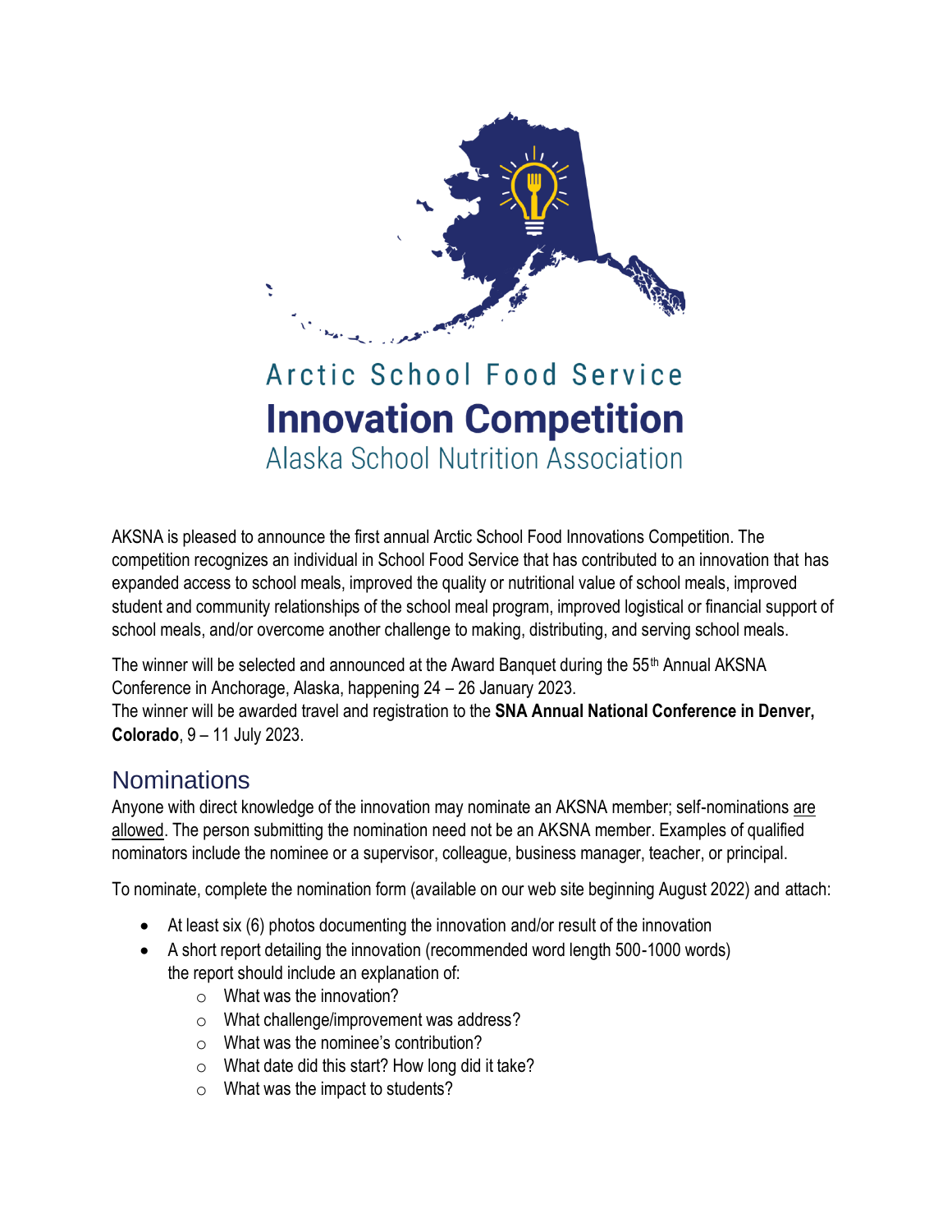# Arctic School Food Service
# Innovation Competition
## Alaska School Nutrition Association

AKSNA is pleased to announce the first annual Arctic School Food Innovations Competition. The competition recognizes an individual in School Food Service that has contributed to an innovation that has expanded access to school meals, improved the quality or nutritional value of school meals, improved student and community relationships of the school meal program, improved logistical or financial support of school meals, and/or overcome another challenge to making, distributing, and serving school meals.

The winner will be selected and announced at the Award Banquet during the 55th Annual AKSNA Conference in Anchorage, Alaska, happening 24 – 26 January 2023.
The winner will be awarded travel and registration to the **SNA Annual National Conference in Denver, Colorado**, 9 – 11 July 2023.

## Nominations

Anyone with direct knowledge of the innovation may nominate an AKSNA member; self-nominations are allowed. The person submitting the nomination need not be an AKSNA member. Examples of qualified nominators include the nominee or a supervisor, colleague, business manager, teacher, or principal.

To nominate, complete the nomination form (available on our web site beginning August 2022) and attach:

- At least six (6) photos documenting the innovation and/or result of the innovation
- A short report detailing the innovation (recommended word length 500-1000 words) the report should include an explanation of:
  - What was the innovation?
  - What challenge/improvement was address?
  - What was the nominee's contribution?
  - What date did this start? How long did it take?
  - What was the impact to students?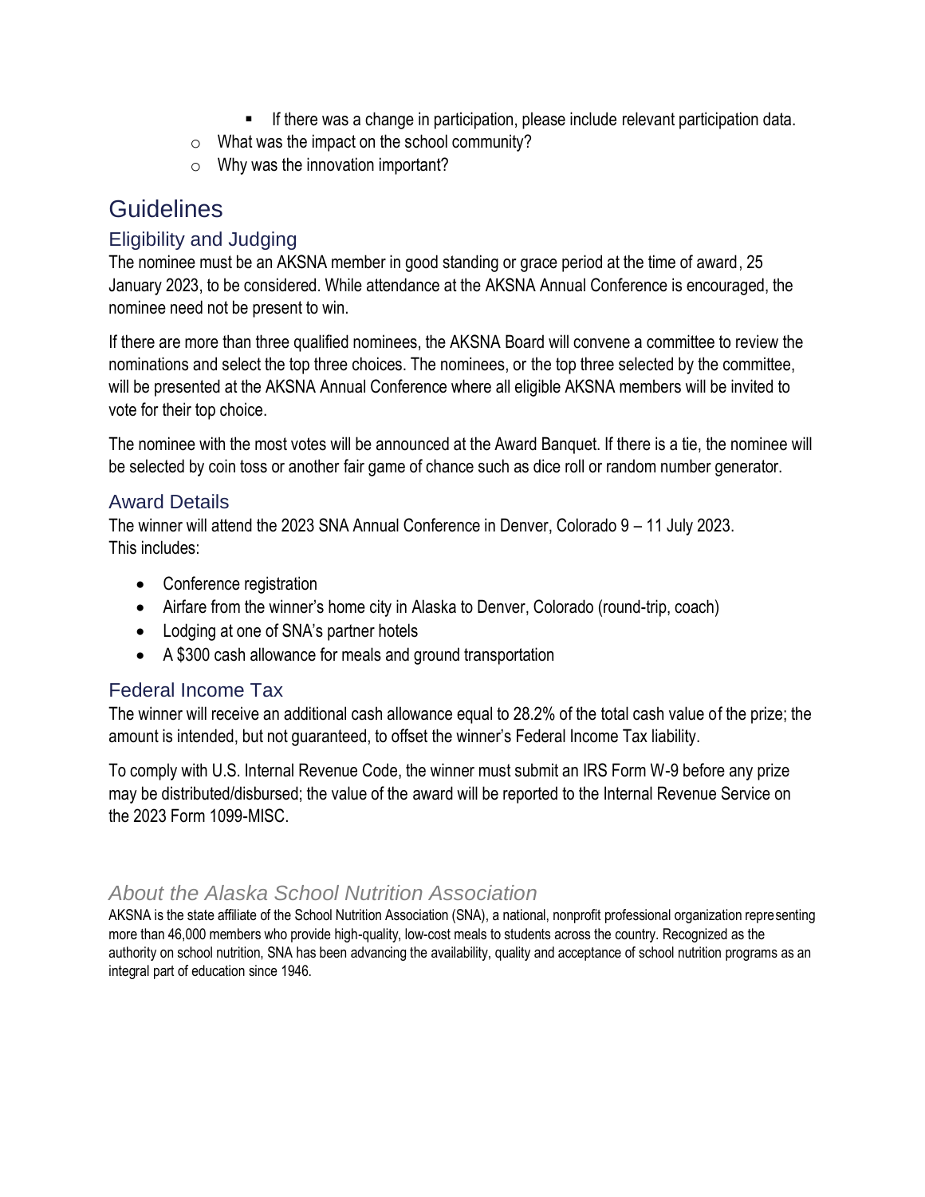- If there was a change in participation, please include relevant participation data.
    - What was the impact on the school community?
    - Why was the innovation important?

# Guidelines

## Eligibility and Judging

The nominee must be an AKSNA member in good standing or grace period at the time of award, 25 January 2023, to be considered. While attendance at the AKSNA Annual Conference is encouraged, the nominee need not be present to win.

If there are more than three qualified nominees, the AKSNA Board will convene a committee to review the nominations and select the top three choices. The nominees, or the top three selected by the committee, will be presented at the AKSNA Annual Conference where all eligible AKSNA members will be invited to vote for their top choice.

The nominee with the most votes will be announced at the Award Banquet. If there is a tie, the nominee will be selected by coin toss or another fair game of chance such as dice roll or random number generator.

## Award Details

The winner will attend the 2023 SNA Annual Conference in Denver, Colorado 9 – 11 July 2023.
This includes:

- Conference registration
- Airfare from the winner's home city in Alaska to Denver, Colorado (round-trip, coach)
- Lodging at one of SNA's partner hotels
- A $300 cash allowance for meals and ground transportation

## Federal Income Tax

The winner will receive an additional cash allowance equal to 28.2% of the total cash value of the prize; the amount is intended, but not guaranteed, to offset the winner's Federal Income Tax liability.

To comply with U.S. Internal Revenue Code, the winner must submit an IRS Form W-9 before any prize may be distributed/disbursed; the value of the award will be reported to the Internal Revenue Service on the 2023 Form 1099-MISC.

## *About the Alaska School Nutrition Association*

AKSNA is the state affiliate of the School Nutrition Association (SNA), a national, nonprofit professional organization representing more than 46,000 members who provide high-quality, low-cost meals to students across the country. Recognized as the authority on school nutrition, SNA has been advancing the availability, quality and acceptance of school nutrition programs as an integral part of education since 1946.